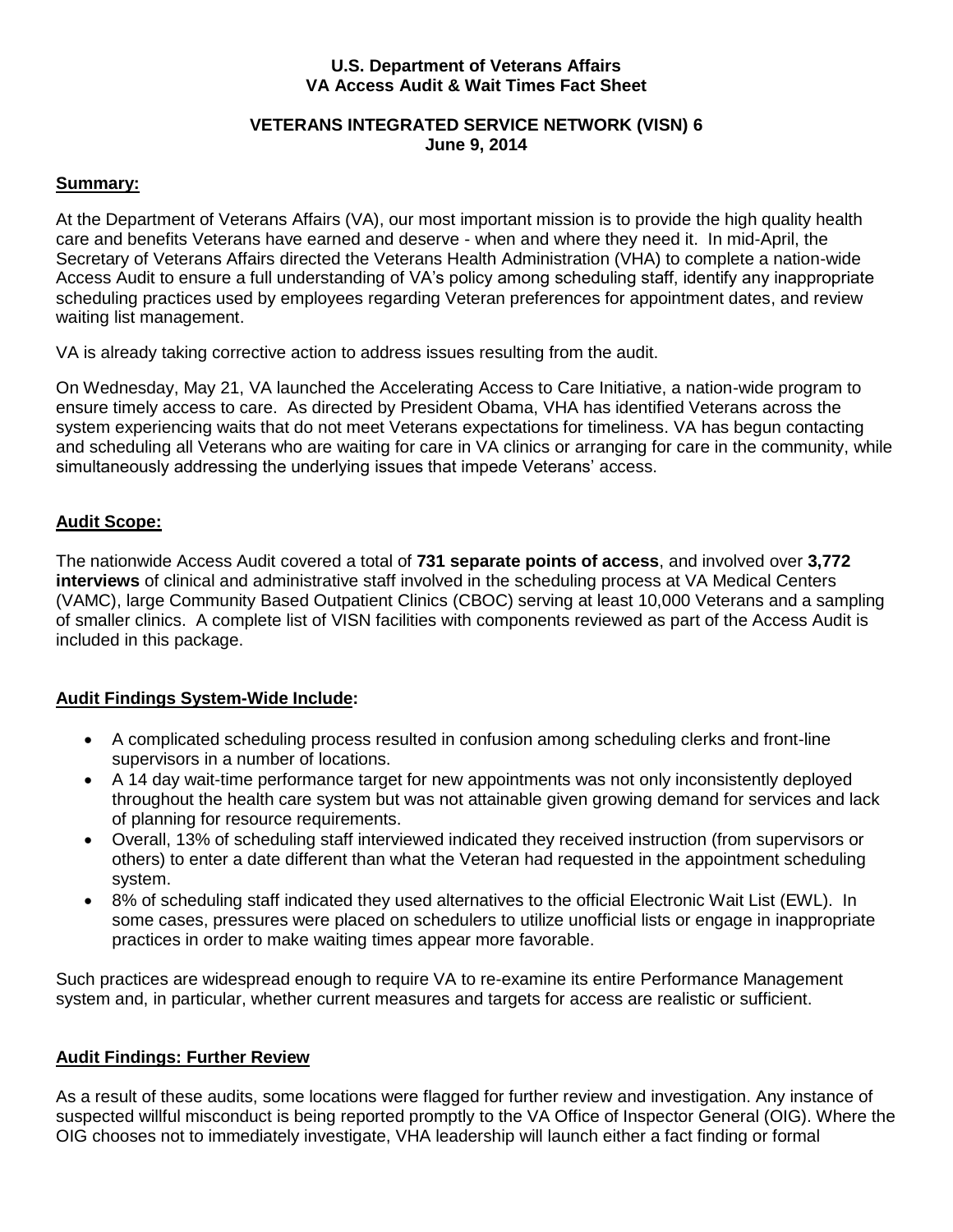**U.S. Department of Veterans Affairs**
**VA Access Audit & Wait Times Fact Sheet**

**VETERANS INTEGRATED SERVICE NETWORK (VISN) 6**
**June 9, 2014**

## Summary:

At the Department of Veterans Affairs (VA), our most important mission is to provide the high quality health care and benefits Veterans have earned and deserve - when and where they need it. In mid-April, the Secretary of Veterans Affairs directed the Veterans Health Administration (VHA) to complete a nation-wide Access Audit to ensure a full understanding of VA's policy among scheduling staff, identify any inappropriate scheduling practices used by employees regarding Veteran preferences for appointment dates, and review waiting list management.

VA is already taking corrective action to address issues resulting from the audit.

On Wednesday, May 21, VA launched the Accelerating Access to Care Initiative, a nation-wide program to ensure timely access to care. As directed by President Obama, VHA has identified Veterans across the system experiencing waits that do not meet Veterans expectations for timeliness. VA has begun contacting and scheduling all Veterans who are waiting for care in VA clinics or arranging for care in the community, while simultaneously addressing the underlying issues that impede Veterans' access.

## Audit Scope:

The nationwide Access Audit covered a total of **731 separate points of access**, and involved over **3,772 interviews** of clinical and administrative staff involved in the scheduling process at VA Medical Centers (VAMC), large Community Based Outpatient Clinics (CBOC) serving at least 10,000 Veterans and a sampling of smaller clinics. A complete list of VISN facilities with components reviewed as part of the Access Audit is included in this package.

## Audit Findings System-Wide Include:

- A complicated scheduling process resulted in confusion among scheduling clerks and front-line supervisors in a number of locations.
- A 14 day wait-time performance target for new appointments was not only inconsistently deployed throughout the health care system but was not attainable given growing demand for services and lack of planning for resource requirements.
- Overall, 13% of scheduling staff interviewed indicated they received instruction (from supervisors or others) to enter a date different than what the Veteran had requested in the appointment scheduling system.
- 8% of scheduling staff indicated they used alternatives to the official Electronic Wait List (EWL). In some cases, pressures were placed on schedulers to utilize unofficial lists or engage in inappropriate practices in order to make waiting times appear more favorable.

Such practices are widespread enough to require VA to re-examine its entire Performance Management system and, in particular, whether current measures and targets for access are realistic or sufficient.

## Audit Findings: Further Review

As a result of these audits, some locations were flagged for further review and investigation. Any instance of suspected willful misconduct is being reported promptly to the VA Office of Inspector General (OIG). Where the OIG chooses not to immediately investigate, VHA leadership will launch either a fact finding or formal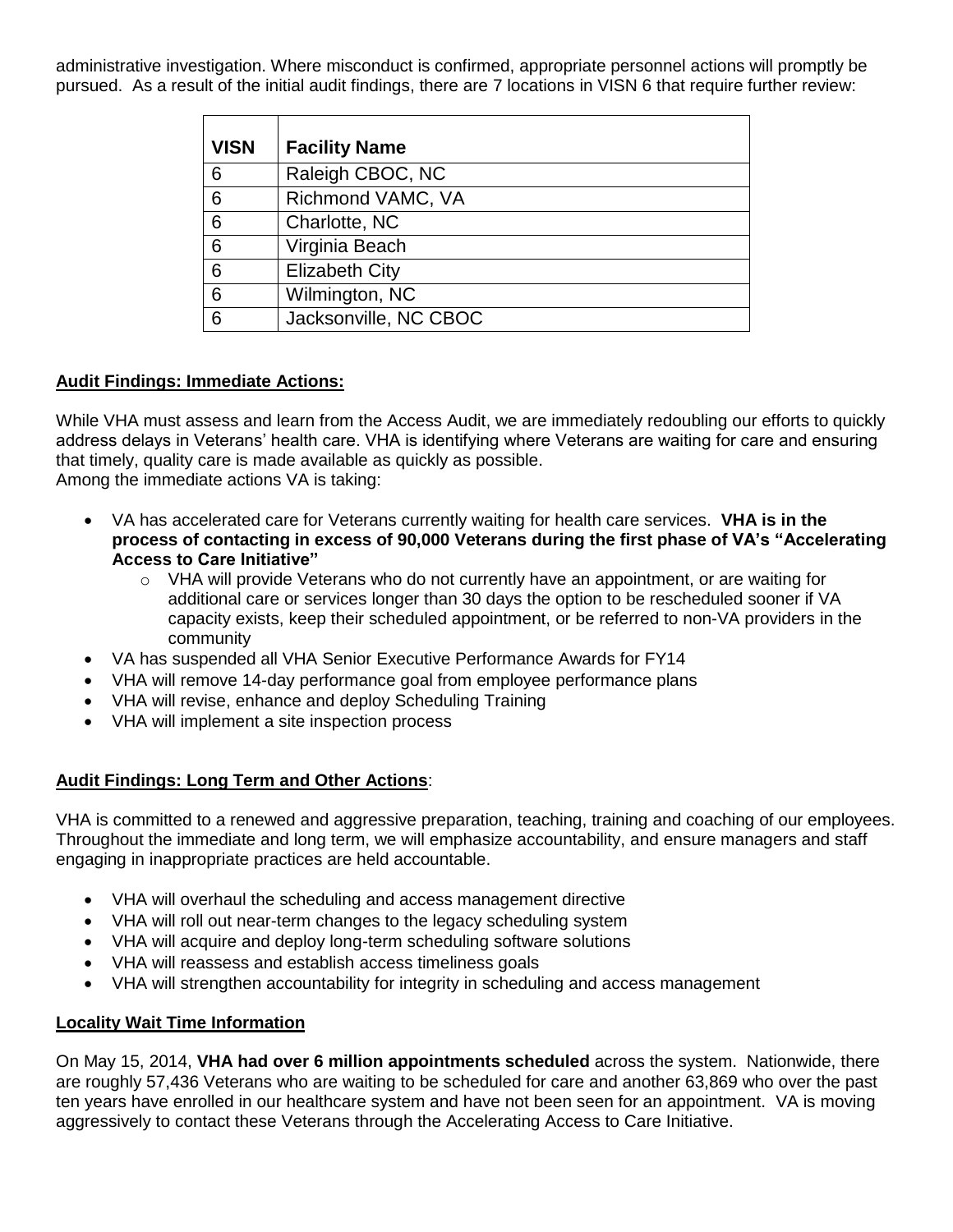administrative investigation. Where misconduct is confirmed, appropriate personnel actions will promptly be pursued. As a result of the initial audit findings, there are 7 locations in VISN 6 that require further review:

| VISN | Facility Name |
|---|---|
| 6 | Raleigh CBOC, NC |
| 6 | Richmond VAMC, VA |
| 6 | Charlotte, NC |
| 6 | Virginia Beach |
| 6 | Elizabeth City |
| 6 | Wilmington, NC |
| 6 | Jacksonville, NC CBOC |

**Audit Findings: Immediate Actions:**

While VHA must assess and learn from the Access Audit, we are immediately redoubling our efforts to quickly address delays in Veterans' health care. VHA is identifying where Veterans are waiting for care and ensuring that timely, quality care is made available as quickly as possible.
Among the immediate actions VA is taking:

- VA has accelerated care for Veterans currently waiting for health care services. **VHA is in the process of contacting in excess of 90,000 Veterans during the first phase of VA's "Accelerating Access to Care Initiative"**
  - VHA will provide Veterans who do not currently have an appointment, or are waiting for additional care or services longer than 30 days the option to be rescheduled sooner if VA capacity exists, keep their scheduled appointment, or be referred to non-VA providers in the community
- VA has suspended all VHA Senior Executive Performance Awards for FY14
- VHA will remove 14-day performance goal from employee performance plans
- VHA will revise, enhance and deploy Scheduling Training
- VHA will implement a site inspection process

**Audit Findings: Long Term and Other Actions**:

VHA is committed to a renewed and aggressive preparation, teaching, training and coaching of our employees. Throughout the immediate and long term, we will emphasize accountability, and ensure managers and staff engaging in inappropriate practices are held accountable.

- VHA will overhaul the scheduling and access management directive
- VHA will roll out near-term changes to the legacy scheduling system
- VHA will acquire and deploy long-term scheduling software solutions
- VHA will reassess and establish access timeliness goals
- VHA will strengthen accountability for integrity in scheduling and access management

**Locality Wait Time Information**

On May 15, 2014, **VHA had over 6 million appointments scheduled** across the system. Nationwide, there are roughly 57,436 Veterans who are waiting to be scheduled for care and another 63,869 who over the past ten years have enrolled in our healthcare system and have not been seen for an appointment. VA is moving aggressively to contact these Veterans through the Accelerating Access to Care Initiative.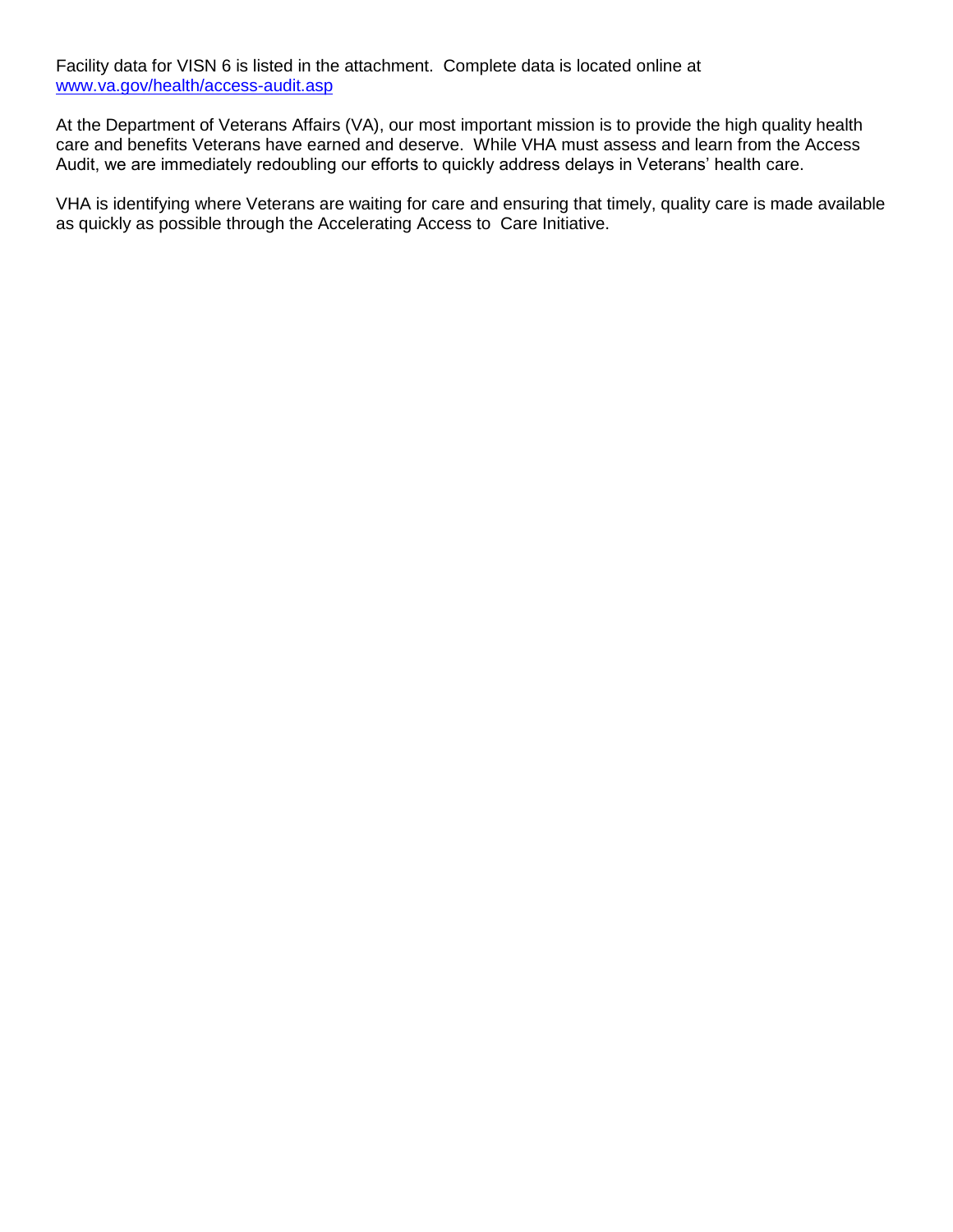Facility data for VISN 6 is listed in the attachment. Complete data is located online at [www.va.gov/health/access-audit.asp](http://www.va.gov/health/access-audit.asp)

At the Department of Veterans Affairs (VA), our most important mission is to provide the high quality health care and benefits Veterans have earned and deserve. While VHA must assess and learn from the Access Audit, we are immediately redoubling our efforts to quickly address delays in Veterans' health care.

VHA is identifying where Veterans are waiting for care and ensuring that timely, quality care is made available as quickly as possible through the Accelerating Access to Care Initiative.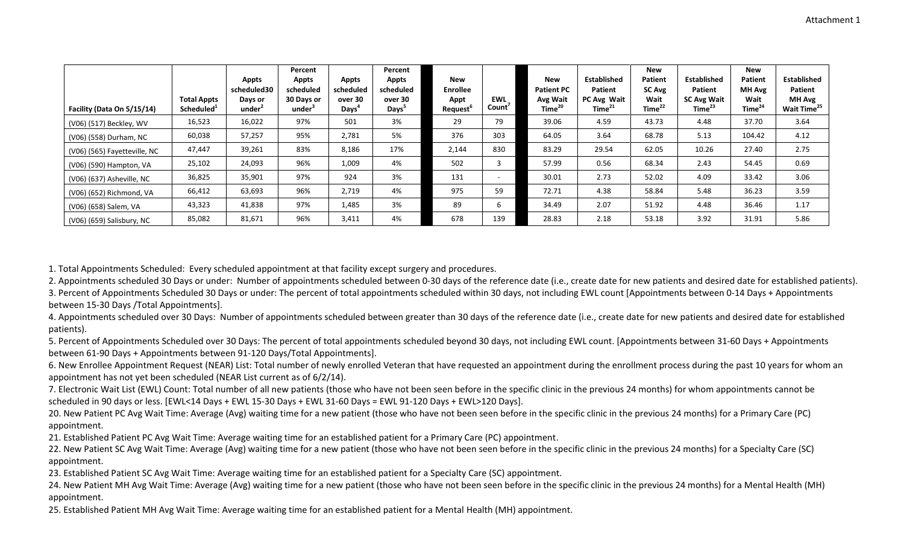Attachment 1

| Facility (Data On 5/15/14) | Total Appts Scheduled[1] | Appts scheduled30 Days or under[2] | Percent Appts scheduled 30 Days or under[3] | Appts scheduled over 30 Days[4] | Percent Appts scheduled over 30 Days[5] | New Enrollee Appt Request[6] | EWL Count[7] | New Patient PC Avg Wait Time[20] | Established Patient PC Avg Wait Time[21] | New Patient SC Avg Wait Time[22] | Established Patient SC Avg Wait Time[23] | New Patient MH Avg Wait Time[24] | Established Patient MH Avg Wait Time[25] |
|---|---|---|---|---|---|---|---|---|---|---|---|---|---|
| (V06) (517) Beckley, WV | 16,523 | 16,022 | 97% | 501 | 3% | 29 | 79 | 39.06 | 4.59 | 43.73 | 4.48 | 37.70 | 3.64 |
| (V06) (558) Durham, NC | 60,038 | 57,257 | 95% | 2,781 | 5% | 376 | 303 | 64.05 | 3.64 | 68.78 | 5.13 | 104.42 | 4.12 |
| (V06) (565) Fayetteville, NC | 47,447 | 39,261 | 83% | 8,186 | 17% | 2,144 | 830 | 83.29 | 29.54 | 62.05 | 10.26 | 27.40 | 2.75 |
| (V06) (590) Hampton, VA | 25,102 | 24,093 | 96% | 1,009 | 4% | 502 | 3 | 57.99 | 0.56 | 68.34 | 2.43 | 54.45 | 0.69 |
| (V06) (637) Asheville, NC | 36,825 | 35,901 | 97% | 924 | 3% | 131 | - | 30.01 | 2.73 | 52.02 | 4.09 | 33.42 | 3.06 |
| (V06) (652) Richmond, VA | 66,412 | 63,693 | 96% | 2,719 | 4% | 975 | 59 | 72.71 | 4.38 | 58.84 | 5.48 | 36.23 | 3.59 |
| (V06) (658) Salem, VA | 43,323 | 41,838 | 97% | 1,485 | 3% | 89 | 6 | 34.49 | 2.07 | 51.92 | 4.48 | 36.46 | 1.17 |
| (V06) (659) Salisbury, NC | 85,082 | 81,671 | 96% | 3,411 | 4% | 678 | 139 | 28.83 | 2.18 | 53.18 | 3.92 | 31.91 | 5.86 |

1. Total Appointments Scheduled: Every scheduled appointment at that facility except surgery and procedures.
2. Appointments scheduled 30 Days or under: Number of appointments scheduled between 0-30 days of the reference date (i.e., create date for new patients and desired date for established patients).
3. Percent of Appointments Scheduled 30 Days or under: The percent of total appointments scheduled within 30 days, not including EWL count [Appointments between 0-14 Days + Appointments between 15-30 Days /Total Appointments].
4. Appointments scheduled over 30 Days: Number of appointments scheduled between greater than 30 days of the reference date (i.e., create date for new patients and desired date for established patients).
5. Percent of Appointments Scheduled over 30 Days: The percent of total appointments scheduled beyond 30 days, not including EWL count. [Appointments between 31-60 Days + Appointments between 61-90 Days + Appointments between 91-120 Days/Total Appointments].
6. New Enrollee Appointment Request (NEAR) List: Total number of newly enrolled Veteran that have requested an appointment during the enrollment process during the past 10 years for whom an appointment has not yet been scheduled (NEAR List current as of 6/2/14).
7. Electronic Wait List (EWL) Count: Total number of all new patients (those who have not been seen before in the specific clinic in the previous 24 months) for whom appointments cannot be scheduled in 90 days or less. [EWL<14 Days + EWL 15-30 Days + EWL 31-60 Days = EWL 91-120 Days + EWL>120 Days].
20. New Patient PC Avg Wait Time: Average (Avg) waiting time for a new patient (those who have not been seen before in the specific clinic in the previous 24 months) for a Primary Care (PC) appointment.
21. Established Patient PC Avg Wait Time: Average waiting time for an established patient for a Primary Care (PC) appointment.
22. New Patient SC Avg Wait Time: Average (Avg) waiting time for a new patient (those who have not been seen before in the specific clinic in the previous 24 months) for a Specialty Care (SC) appointment.
23. Established Patient SC Avg Wait Time: Average waiting time for an established patient for a Specialty Care (SC) appointment.
24. New Patient MH Avg Wait Time: Average (Avg) waiting time for a new patient (those who have not been seen before in the specific clinic in the previous 24 months) for a Mental Health (MH) appointment.
25. Established Patient MH Avg Wait Time: Average waiting time for an established patient for a Mental Health (MH) appointment.